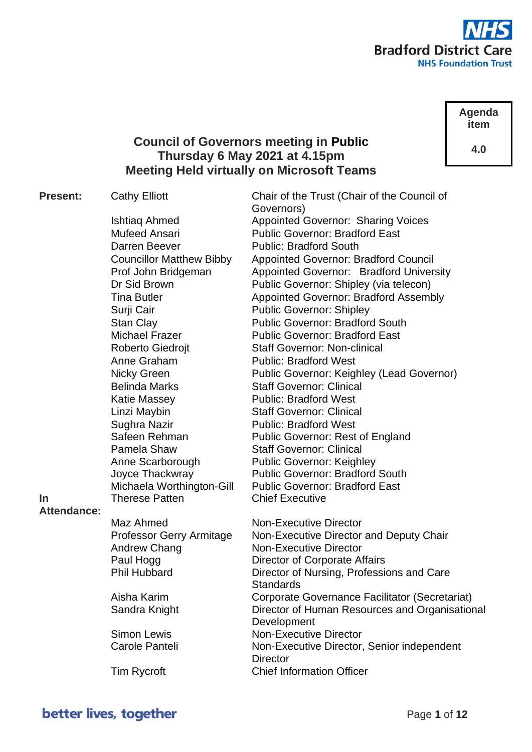Bradford District Care NHS Foundation Trust

| Agenda item |
|---|
| 4.0 |

# Council of Governors meeting in **Public**
## Thursday 6 May 2021 at 4.15pm
## Meeting Held virtually on Microsoft Teams

| | | |
|---|---|---|
| **Present:** | Cathy Elliott | Chair of the Trust (Chair of the Council of Governors) |
| | Ishtiaq Ahmed | Appointed Governor: Sharing Voices |
| | Mufeed Ansari | Public Governor: Bradford East |
| | Darren Beever | Public: Bradford South |
| | Councillor Matthew Bibby | Appointed Governor: Bradford Council |
| | Prof John Bridgeman | Appointed Governor: Bradford University |
| | Dr Sid Brown | Public Governor: Shipley (via telecon) |
| | Tina Butler | Appointed Governor: Bradford Assembly |
| | Surji Cair | Public Governor: Shipley |
| | Stan Clay | Public Governor: Bradford South |
| | Michael Frazer | Public Governor: Bradford East |
| | Roberto Giedrojt | Staff Governor: Non-clinical |
| | Anne Graham | Public: Bradford West |
| | Nicky Green | Public Governor: Keighley (Lead Governor) |
| | Belinda Marks | Staff Governor: Clinical |
| | Katie Massey | Public: Bradford West |
| | Linzi Maybin | Staff Governor: Clinical |
| | Sughra Nazir | Public: Bradford West |
| | Safeen Rehman | Public Governor: Rest of England |
| | Pamela Shaw | Staff Governor: Clinical |
| | Anne Scarborough | Public Governor: Keighley |
| | Joyce Thackwray | Public Governor: Bradford South |
| | Michaela Worthington-Gill | Public Governor: Bradford East |
| **In Attendance:** | Therese Patten | Chief Executive |
| | Maz Ahmed | Non-Executive Director |
| | Professor Gerry Armitage | Non-Executive Director and Deputy Chair |
| | Andrew Chang | Non-Executive Director |
| | Paul Hogg | Director of Corporate Affairs |
| | Phil Hubbard | Director of Nursing, Professions and Care Standards |
| | Aisha Karim | Corporate Governance Facilitator (Secretariat) |
| | Sandra Knight | Director of Human Resources and Organisational Development |
| | Simon Lewis | Non-Executive Director |
| | Carole Panteli | Non-Executive Director, Senior independent Director |
| | Tim Rycroft | Chief Information Officer |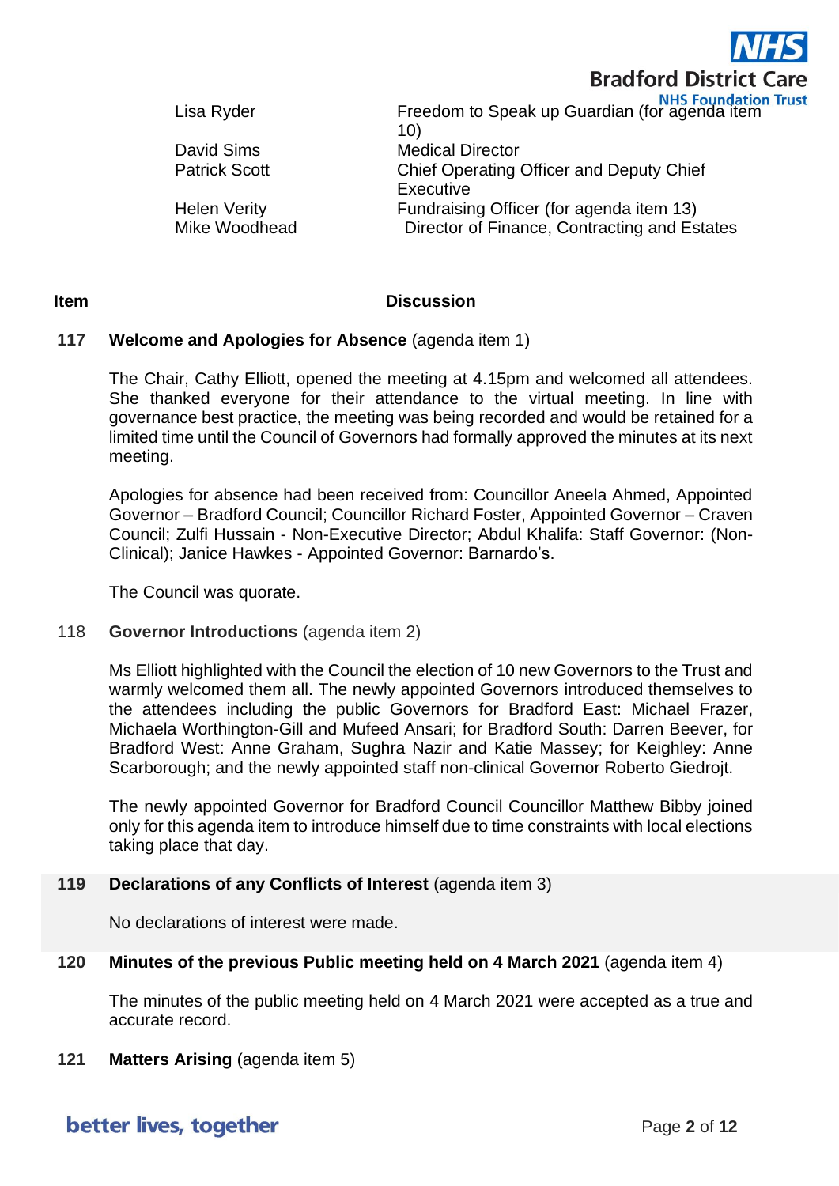| | |
|---|---|
| Lisa Ryder | Freedom to Speak up Guardian (for agenda item 10) |
| David Sims | Medical Director |
| Patrick Scott | Chief Operating Officer and Deputy Chief Executive |
| Helen Verity | Fundraising Officer (for agenda item 13) |
| Mike Woodhead | Director of Finance, Contracting and Estates |

| Item | Discussion |
|---|---|

**117 Welcome and Apologies for Absence** (agenda item 1)

The Chair, Cathy Elliott, opened the meeting at 4.15pm and welcomed all attendees. She thanked everyone for their attendance to the virtual meeting. In line with governance best practice, the meeting was being recorded and would be retained for a limited time until the Council of Governors had formally approved the minutes at its next meeting.

Apologies for absence had been received from: Councillor Aneela Ahmed, Appointed Governor – Bradford Council; Councillor Richard Foster, Appointed Governor – Craven Council; Zulfi Hussain - Non-Executive Director; Abdul Khalifa: Staff Governor: (Non-Clinical); Janice Hawkes - Appointed Governor: Barnardo's.

The Council was quorate.

118 **Governor Introductions** (agenda item 2)

Ms Elliott highlighted with the Council the election of 10 new Governors to the Trust and warmly welcomed them all. The newly appointed Governors introduced themselves to the attendees including the public Governors for Bradford East: Michael Frazer, Michaela Worthington-Gill and Mufeed Ansari; for Bradford South: Darren Beever, for Bradford West: Anne Graham, Sughra Nazir and Katie Massey; for Keighley: Anne Scarborough; and the newly appointed staff non-clinical Governor Roberto Giedrojt.

The newly appointed Governor for Bradford Council Councillor Matthew Bibby joined only for this agenda item to introduce himself due to time constraints with local elections taking place that day.

**119 Declarations of any Conflicts of Interest** (agenda item 3)

No declarations of interest were made.

**120 Minutes of the previous Public meeting held on 4 March 2021** (agenda item 4)

The minutes of the public meeting held on 4 March 2021 were accepted as a true and accurate record.

**121 Matters Arising** (agenda item 5)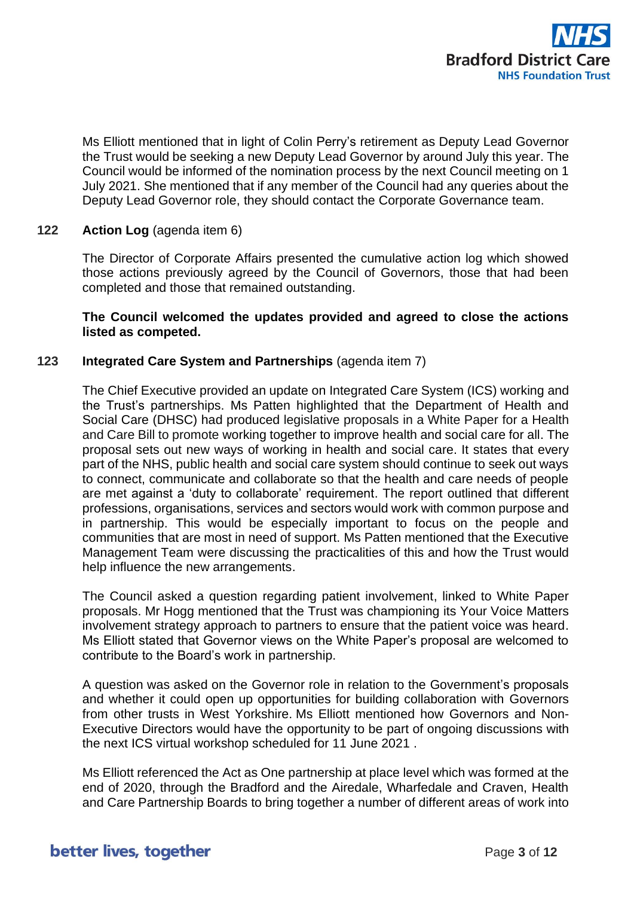Ms Elliott mentioned that in light of Colin Perry's retirement as Deputy Lead Governor the Trust would be seeking a new Deputy Lead Governor by around July this year. The Council would be informed of the nomination process by the next Council meeting on 1 July 2021. She mentioned that if any member of the Council had any queries about the Deputy Lead Governor role, they should contact the Corporate Governance team.

**122 Action Log** (agenda item 6)

The Director of Corporate Affairs presented the cumulative action log which showed those actions previously agreed by the Council of Governors, those that had been completed and those that remained outstanding.

**The Council welcomed the updates provided and agreed to close the actions listed as competed.**

**123 Integrated Care System and Partnerships** (agenda item 7)

The Chief Executive provided an update on Integrated Care System (ICS) working and the Trust's partnerships. Ms Patten highlighted that the Department of Health and Social Care (DHSC) had produced legislative proposals in a White Paper for a Health and Care Bill to promote working together to improve health and social care for all. The proposal sets out new ways of working in health and social care. It states that every part of the NHS, public health and social care system should continue to seek out ways to connect, communicate and collaborate so that the health and care needs of people are met against a 'duty to collaborate' requirement. The report outlined that different professions, organisations, services and sectors would work with common purpose and in partnership. This would be especially important to focus on the people and communities that are most in need of support. Ms Patten mentioned that the Executive Management Team were discussing the practicalities of this and how the Trust would help influence the new arrangements.

The Council asked a question regarding patient involvement, linked to White Paper proposals. Mr Hogg mentioned that the Trust was championing its Your Voice Matters involvement strategy approach to partners to ensure that the patient voice was heard. Ms Elliott stated that Governor views on the White Paper's proposal are welcomed to contribute to the Board's work in partnership.

A question was asked on the Governor role in relation to the Government's proposals and whether it could open up opportunities for building collaboration with Governors from other trusts in West Yorkshire. Ms Elliott mentioned how Governors and Non-Executive Directors would have the opportunity to be part of ongoing discussions with the next ICS virtual workshop scheduled for 11 June 2021 .

Ms Elliott referenced the Act as One partnership at place level which was formed at the end of 2020, through the Bradford and the Airedale, Wharfedale and Craven, Health and Care Partnership Boards to bring together a number of different areas of work into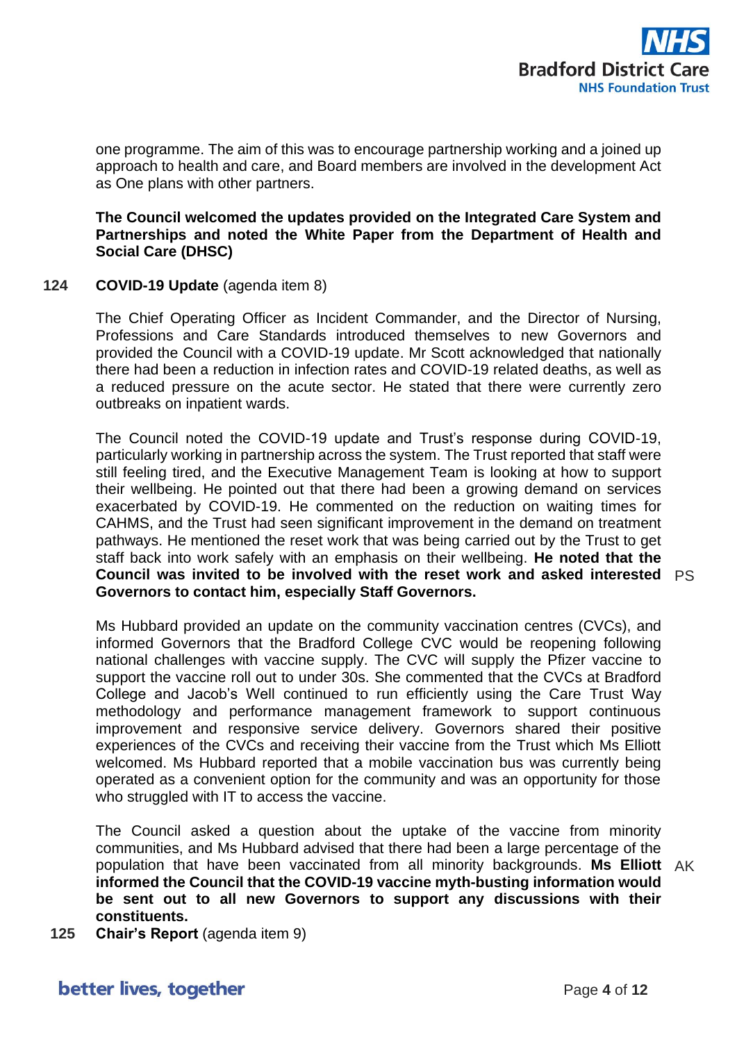one programme. The aim of this was to encourage partnership working and a joined up approach to health and care, and Board members are involved in the development Act as One plans with other partners.

**The Council welcomed the updates provided on the Integrated Care System and Partnerships and noted the White Paper from the Department of Health and Social Care (DHSC)**

**124 COVID-19 Update** (agenda item 8)

The Chief Operating Officer as Incident Commander, and the Director of Nursing, Professions and Care Standards introduced themselves to new Governors and provided the Council with a COVID-19 update. Mr Scott acknowledged that nationally there had been a reduction in infection rates and COVID-19 related deaths, as well as a reduced pressure on the acute sector. He stated that there were currently zero outbreaks on inpatient wards.

The Council noted the COVID-19 update and Trust's response during COVID-19, particularly working in partnership across the system. The Trust reported that staff were still feeling tired, and the Executive Management Team is looking at how to support their wellbeing. He pointed out that there had been a growing demand on services exacerbated by COVID-19. He commented on the reduction on waiting times for CAHMS, and the Trust had seen significant improvement in the demand on treatment pathways. He mentioned the reset work that was being carried out by the Trust to get staff back into work safely with an emphasis on their wellbeing. **He noted that the Council was invited to be involved with the reset work and asked interested Governors to contact him, especially Staff Governors.** PS

Ms Hubbard provided an update on the community vaccination centres (CVCs), and informed Governors that the Bradford College CVC would be reopening following national challenges with vaccine supply. The CVC will supply the Pfizer vaccine to support the vaccine roll out to under 30s. She commented that the CVCs at Bradford College and Jacob's Well continued to run efficiently using the Care Trust Way methodology and performance management framework to support continuous improvement and responsive service delivery. Governors shared their positive experiences of the CVCs and receiving their vaccine from the Trust which Ms Elliott welcomed. Ms Hubbard reported that a mobile vaccination bus was currently being operated as a convenient option for the community and was an opportunity for those who struggled with IT to access the vaccine.

The Council asked a question about the uptake of the vaccine from minority communities, and Ms Hubbard advised that there had been a large percentage of the population that have been vaccinated from all minority backgrounds. **Ms Elliott informed the Council that the COVID-19 vaccine myth-busting information would be sent out to all new Governors to support any discussions with their constituents.** AK

**125 Chair's Report** (agenda item 9)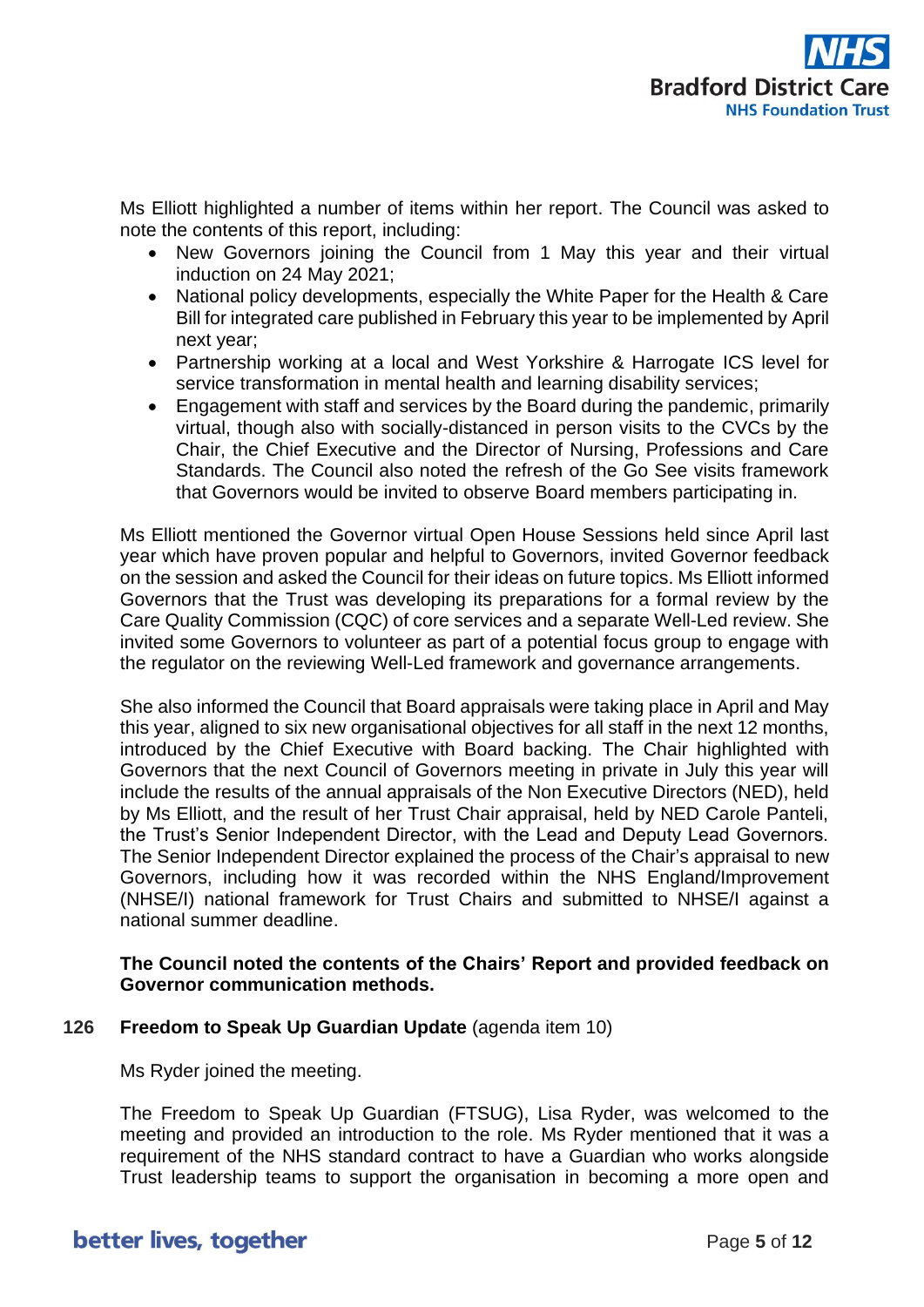Ms Elliott highlighted a number of items within her report. The Council was asked to note the contents of this report, including:

- New Governors joining the Council from 1 May this year and their virtual induction on 24 May 2021;
- National policy developments, especially the White Paper for the Health & Care Bill for integrated care published in February this year to be implemented by April next year;
- Partnership working at a local and West Yorkshire & Harrogate ICS level for service transformation in mental health and learning disability services;
- Engagement with staff and services by the Board during the pandemic, primarily virtual, though also with socially-distanced in person visits to the CVCs by the Chair, the Chief Executive and the Director of Nursing, Professions and Care Standards. The Council also noted the refresh of the Go See visits framework that Governors would be invited to observe Board members participating in.

Ms Elliott mentioned the Governor virtual Open House Sessions held since April last year which have proven popular and helpful to Governors, invited Governor feedback on the session and asked the Council for their ideas on future topics. Ms Elliott informed Governors that the Trust was developing its preparations for a formal review by the Care Quality Commission (CQC) of core services and a separate Well-Led review. She invited some Governors to volunteer as part of a potential focus group to engage with the regulator on the reviewing Well-Led framework and governance arrangements.

She also informed the Council that Board appraisals were taking place in April and May this year, aligned to six new organisational objectives for all staff in the next 12 months, introduced by the Chief Executive with Board backing. The Chair highlighted with Governors that the next Council of Governors meeting in private in July this year will include the results of the annual appraisals of the Non Executive Directors (NED), held by Ms Elliott, and the result of her Trust Chair appraisal, held by NED Carole Panteli, the Trust's Senior Independent Director, with the Lead and Deputy Lead Governors. The Senior Independent Director explained the process of the Chair's appraisal to new Governors, including how it was recorded within the NHS England/Improvement (NHSE/I) national framework for Trust Chairs and submitted to NHSE/I against a national summer deadline.

**The Council noted the contents of the Chairs' Report and provided feedback on Governor communication methods.**

**126 Freedom to Speak Up Guardian Update** (agenda item 10)

Ms Ryder joined the meeting.

The Freedom to Speak Up Guardian (FTSUG), Lisa Ryder, was welcomed to the meeting and provided an introduction to the role. Ms Ryder mentioned that it was a requirement of the NHS standard contract to have a Guardian who works alongside Trust leadership teams to support the organisation in becoming a more open and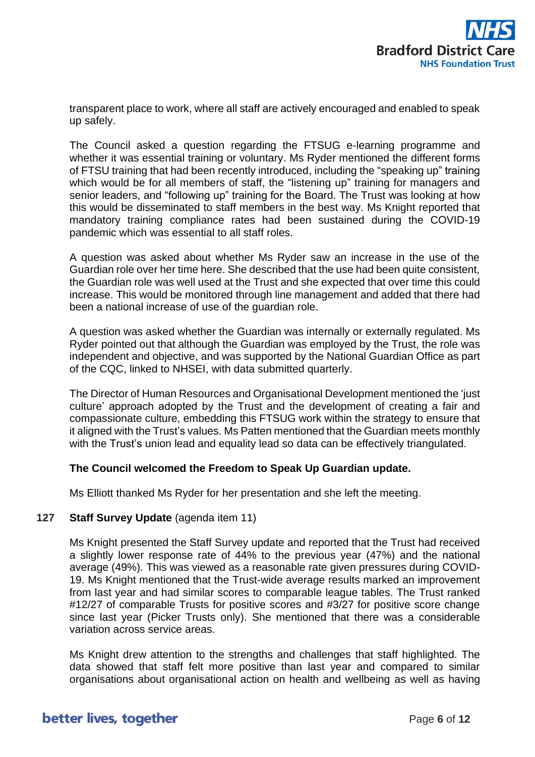transparent place to work, where all staff are actively encouraged and enabled to speak up safely.

The Council asked a question regarding the FTSUG e-learning programme and whether it was essential training or voluntary. Ms Ryder mentioned the different forms of FTSU training that had been recently introduced, including the "speaking up" training which would be for all members of staff, the "listening up" training for managers and senior leaders, and "following up" training for the Board. The Trust was looking at how this would be disseminated to staff members in the best way. Ms Knight reported that mandatory training compliance rates had been sustained during the COVID-19 pandemic which was essential to all staff roles.

A question was asked about whether Ms Ryder saw an increase in the use of the Guardian role over her time here. She described that the use had been quite consistent, the Guardian role was well used at the Trust and she expected that over time this could increase. This would be monitored through line management and added that there had been a national increase of use of the guardian role.

A question was asked whether the Guardian was internally or externally regulated. Ms Ryder pointed out that although the Guardian was employed by the Trust, the role was independent and objective, and was supported by the National Guardian Office as part of the CQC, linked to NHSEI, with data submitted quarterly.

The Director of Human Resources and Organisational Development mentioned the 'just culture' approach adopted by the Trust and the development of creating a fair and compassionate culture, embedding this FTSUG work within the strategy to ensure that it aligned with the Trust's values. Ms Patten mentioned that the Guardian meets monthly with the Trust's union lead and equality lead so data can be effectively triangulated.

**The Council welcomed the Freedom to Speak Up Guardian update.**

Ms Elliott thanked Ms Ryder for her presentation and she left the meeting.

**127 Staff Survey Update** (agenda item 11)

Ms Knight presented the Staff Survey update and reported that the Trust had received a slightly lower response rate of 44% to the previous year (47%) and the national average (49%). This was viewed as a reasonable rate given pressures during COVID-19. Ms Knight mentioned that the Trust-wide average results marked an improvement from last year and had similar scores to comparable league tables. The Trust ranked #12/27 of comparable Trusts for positive scores and #3/27 for positive score change since last year (Picker Trusts only). She mentioned that there was a considerable variation across service areas.

Ms Knight drew attention to the strengths and challenges that staff highlighted. The data showed that staff felt more positive than last year and compared to similar organisations about organisational action on health and wellbeing as well as having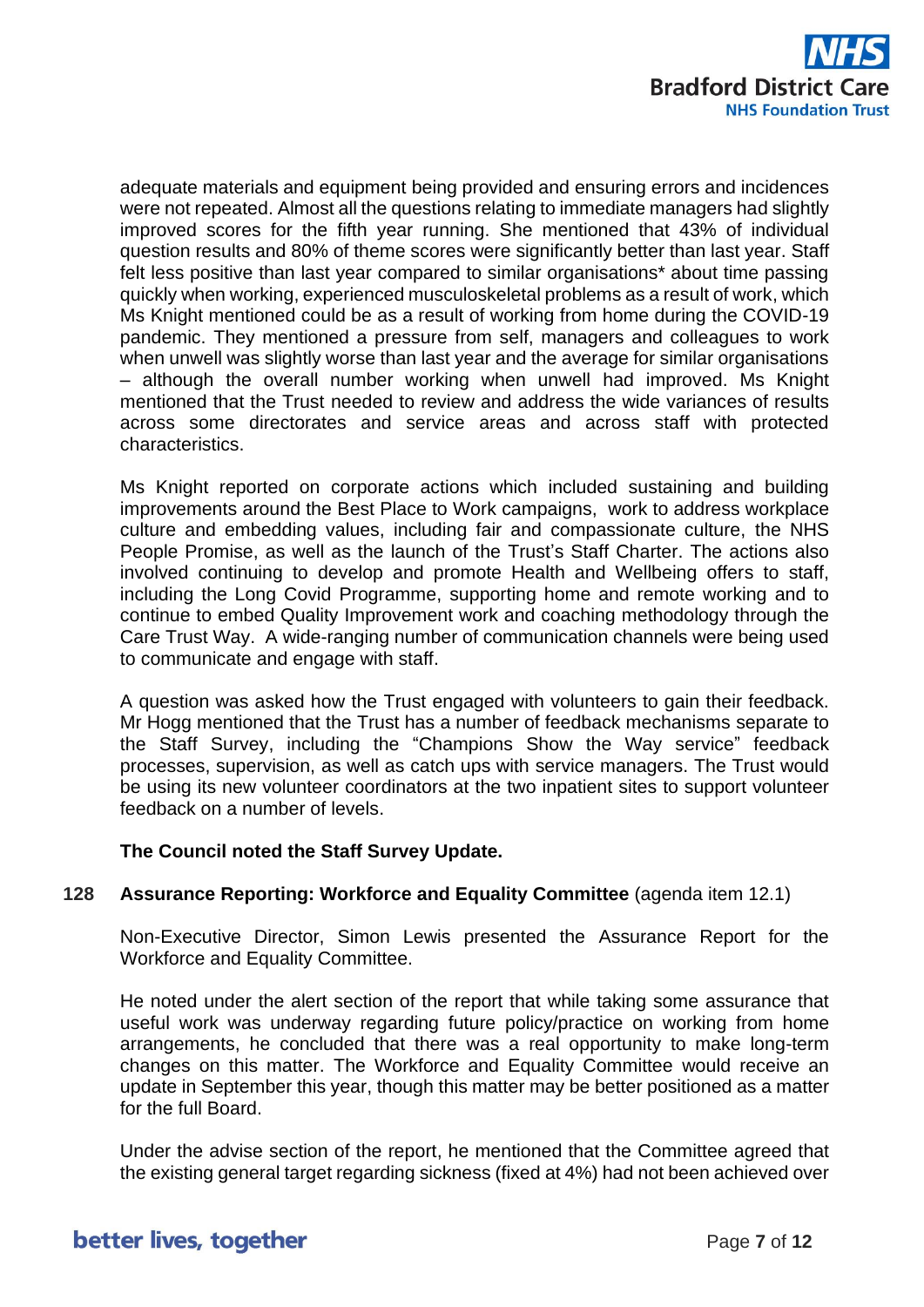adequate materials and equipment being provided and ensuring errors and incidences were not repeated. Almost all the questions relating to immediate managers had slightly improved scores for the fifth year running. She mentioned that 43% of individual question results and 80% of theme scores were significantly better than last year. Staff felt less positive than last year compared to similar organisations* about time passing quickly when working, experienced musculoskeletal problems as a result of work, which Ms Knight mentioned could be as a result of working from home during the COVID-19 pandemic. They mentioned a pressure from self, managers and colleagues to work when unwell was slightly worse than last year and the average for similar organisations – although the overall number working when unwell had improved. Ms Knight mentioned that the Trust needed to review and address the wide variances of results across some directorates and service areas and across staff with protected characteristics.

Ms Knight reported on corporate actions which included sustaining and building improvements around the Best Place to Work campaigns, work to address workplace culture and embedding values, including fair and compassionate culture, the NHS People Promise, as well as the launch of the Trust's Staff Charter. The actions also involved continuing to develop and promote Health and Wellbeing offers to staff, including the Long Covid Programme, supporting home and remote working and to continue to embed Quality Improvement work and coaching methodology through the Care Trust Way. A wide-ranging number of communication channels were being used to communicate and engage with staff.

A question was asked how the Trust engaged with volunteers to gain their feedback. Mr Hogg mentioned that the Trust has a number of feedback mechanisms separate to the Staff Survey, including the "Champions Show the Way service" feedback processes, supervision, as well as catch ups with service managers. The Trust would be using its new volunteer coordinators at the two inpatient sites to support volunteer feedback on a number of levels.

**The Council noted the Staff Survey Update.**

**128 Assurance Reporting: Workforce and Equality Committee** (agenda item 12.1)

Non-Executive Director, Simon Lewis presented the Assurance Report for the Workforce and Equality Committee.

He noted under the alert section of the report that while taking some assurance that useful work was underway regarding future policy/practice on working from home arrangements, he concluded that there was a real opportunity to make long-term changes on this matter. The Workforce and Equality Committee would receive an update in September this year, though this matter may be better positioned as a matter for the full Board.

Under the advise section of the report, he mentioned that the Committee agreed that the existing general target regarding sickness (fixed at 4%) had not been achieved over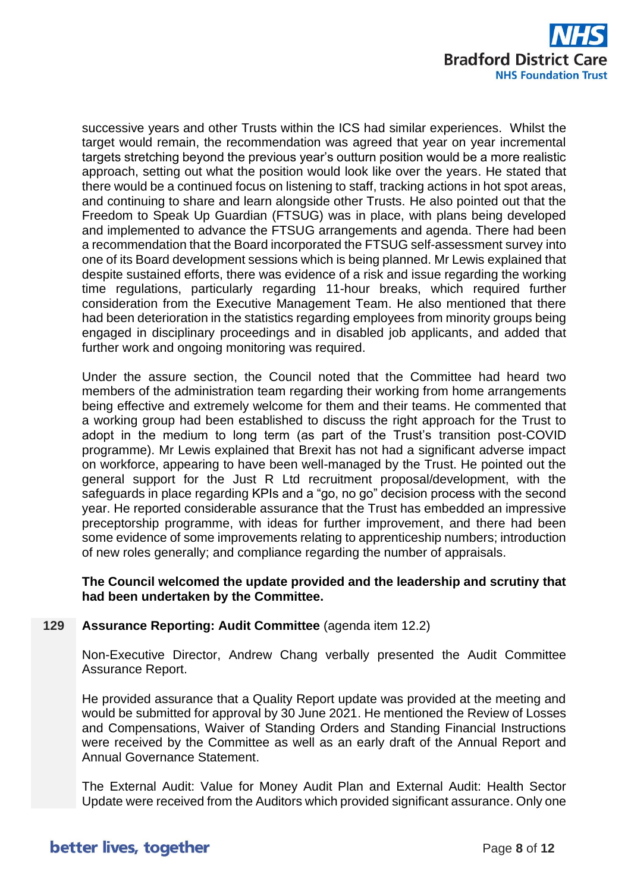successive years and other Trusts within the ICS had similar experiences. Whilst the target would remain, the recommendation was agreed that year on year incremental targets stretching beyond the previous year's outturn position would be a more realistic approach, setting out what the position would look like over the years. He stated that there would be a continued focus on listening to staff, tracking actions in hot spot areas, and continuing to share and learn alongside other Trusts. He also pointed out that the Freedom to Speak Up Guardian (FTSUG) was in place, with plans being developed and implemented to advance the FTSUG arrangements and agenda. There had been a recommendation that the Board incorporated the FTSUG self-assessment survey into one of its Board development sessions which is being planned. Mr Lewis explained that despite sustained efforts, there was evidence of a risk and issue regarding the working time regulations, particularly regarding 11-hour breaks, which required further consideration from the Executive Management Team. He also mentioned that there had been deterioration in the statistics regarding employees from minority groups being engaged in disciplinary proceedings and in disabled job applicants, and added that further work and ongoing monitoring was required.

Under the assure section, the Council noted that the Committee had heard two members of the administration team regarding their working from home arrangements being effective and extremely welcome for them and their teams. He commented that a working group had been established to discuss the right approach for the Trust to adopt in the medium to long term (as part of the Trust's transition post-COVID programme). Mr Lewis explained that Brexit has not had a significant adverse impact on workforce, appearing to have been well-managed by the Trust. He pointed out the general support for the Just R Ltd recruitment proposal/development, with the safeguards in place regarding KPIs and a "go, no go" decision process with the second year. He reported considerable assurance that the Trust has embedded an impressive preceptorship programme, with ideas for further improvement, and there had been some evidence of some improvements relating to apprenticeship numbers; introduction of new roles generally; and compliance regarding the number of appraisals.

**The Council welcomed the update provided and the leadership and scrutiny that had been undertaken by the Committee.**

**129 Assurance Reporting: Audit Committee** (agenda item 12.2)

Non-Executive Director, Andrew Chang verbally presented the Audit Committee Assurance Report.

He provided assurance that a Quality Report update was provided at the meeting and would be submitted for approval by 30 June 2021. He mentioned the Review of Losses and Compensations, Waiver of Standing Orders and Standing Financial Instructions were received by the Committee as well as an early draft of the Annual Report and Annual Governance Statement.

The External Audit: Value for Money Audit Plan and External Audit: Health Sector Update were received from the Auditors which provided significant assurance. Only one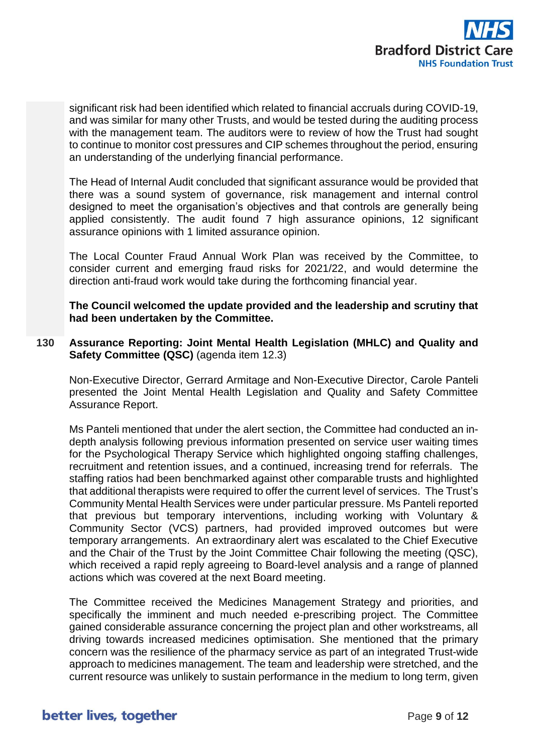significant risk had been identified which related to financial accruals during COVID-19, and was similar for many other Trusts, and would be tested during the auditing process with the management team. The auditors were to review of how the Trust had sought to continue to monitor cost pressures and CIP schemes throughout the period, ensuring an understanding of the underlying financial performance.

The Head of Internal Audit concluded that significant assurance would be provided that there was a sound system of governance, risk management and internal control designed to meet the organisation's objectives and that controls are generally being applied consistently. The audit found 7 high assurance opinions, 12 significant assurance opinions with 1 limited assurance opinion.

The Local Counter Fraud Annual Work Plan was received by the Committee, to consider current and emerging fraud risks for 2021/22, and would determine the direction anti-fraud work would take during the forthcoming financial year.

**The Council welcomed the update provided and the leadership and scrutiny that had been undertaken by the Committee.**

**130 Assurance Reporting: Joint Mental Health Legislation (MHLC) and Quality and Safety Committee (QSC)** (agenda item 12.3)

Non-Executive Director, Gerrard Armitage and Non-Executive Director, Carole Panteli presented the Joint Mental Health Legislation and Quality and Safety Committee Assurance Report.

Ms Panteli mentioned that under the alert section, the Committee had conducted an in-depth analysis following previous information presented on service user waiting times for the Psychological Therapy Service which highlighted ongoing staffing challenges, recruitment and retention issues, and a continued, increasing trend for referrals. The staffing ratios had been benchmarked against other comparable trusts and highlighted that additional therapists were required to offer the current level of services. The Trust's Community Mental Health Services were under particular pressure. Ms Panteli reported that previous but temporary interventions, including working with Voluntary & Community Sector (VCS) partners, had provided improved outcomes but were temporary arrangements. An extraordinary alert was escalated to the Chief Executive and the Chair of the Trust by the Joint Committee Chair following the meeting (QSC), which received a rapid reply agreeing to Board-level analysis and a range of planned actions which was covered at the next Board meeting.

The Committee received the Medicines Management Strategy and priorities, and specifically the imminent and much needed e-prescribing project. The Committee gained considerable assurance concerning the project plan and other workstreams, all driving towards increased medicines optimisation. She mentioned that the primary concern was the resilience of the pharmacy service as part of an integrated Trust-wide approach to medicines management. The team and leadership were stretched, and the current resource was unlikely to sustain performance in the medium to long term, given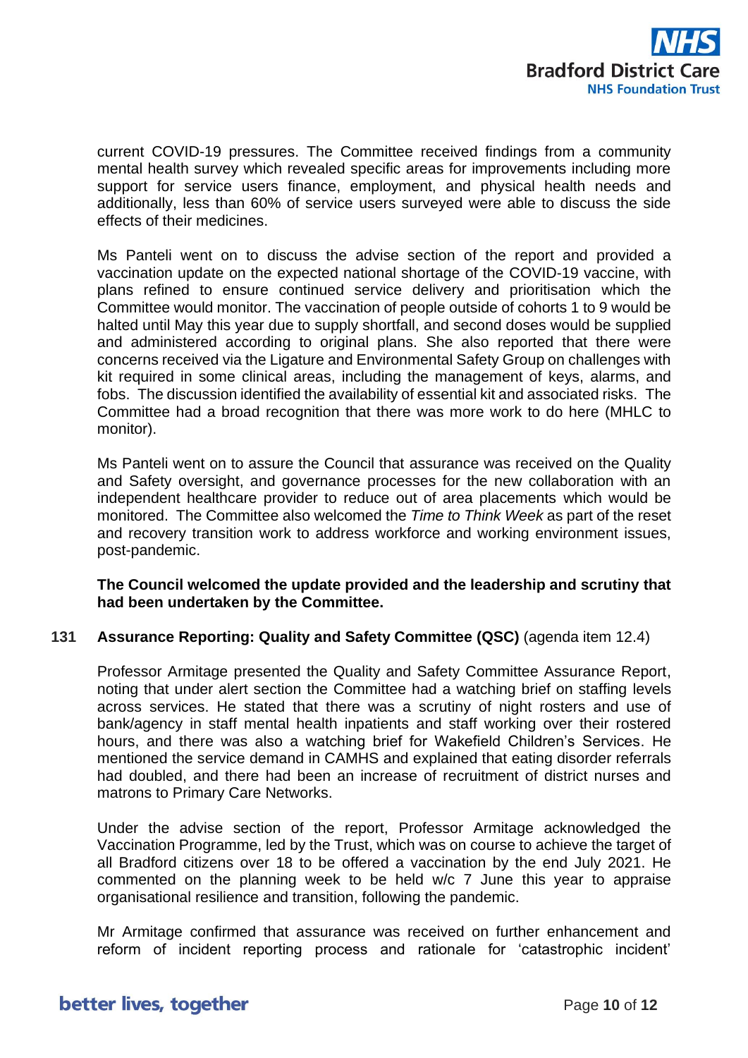current COVID-19 pressures. The Committee received findings from a community mental health survey which revealed specific areas for improvements including more support for service users finance, employment, and physical health needs and additionally, less than 60% of service users surveyed were able to discuss the side effects of their medicines.

Ms Panteli went on to discuss the advise section of the report and provided a vaccination update on the expected national shortage of the COVID-19 vaccine, with plans refined to ensure continued service delivery and prioritisation which the Committee would monitor. The vaccination of people outside of cohorts 1 to 9 would be halted until May this year due to supply shortfall, and second doses would be supplied and administered according to original plans. She also reported that there were concerns received via the Ligature and Environmental Safety Group on challenges with kit required in some clinical areas, including the management of keys, alarms, and fobs. The discussion identified the availability of essential kit and associated risks. The Committee had a broad recognition that there was more work to do here (MHLC to monitor).

Ms Panteli went on to assure the Council that assurance was received on the Quality and Safety oversight, and governance processes for the new collaboration with an independent healthcare provider to reduce out of area placements which would be monitored. The Committee also welcomed the *Time to Think Week* as part of the reset and recovery transition work to address workforce and working environment issues, post-pandemic.

**The Council welcomed the update provided and the leadership and scrutiny that had been undertaken by the Committee.**

**131 Assurance Reporting: Quality and Safety Committee (QSC)** (agenda item 12.4)

Professor Armitage presented the Quality and Safety Committee Assurance Report, noting that under alert section the Committee had a watching brief on staffing levels across services. He stated that there was a scrutiny of night rosters and use of bank/agency in staff mental health inpatients and staff working over their rostered hours, and there was also a watching brief for Wakefield Children's Services. He mentioned the service demand in CAMHS and explained that eating disorder referrals had doubled, and there had been an increase of recruitment of district nurses and matrons to Primary Care Networks.

Under the advise section of the report, Professor Armitage acknowledged the Vaccination Programme, led by the Trust, which was on course to achieve the target of all Bradford citizens over 18 to be offered a vaccination by the end July 2021. He commented on the planning week to be held w/c 7 June this year to appraise organisational resilience and transition, following the pandemic.

Mr Armitage confirmed that assurance was received on further enhancement and reform of incident reporting process and rationale for 'catastrophic incident'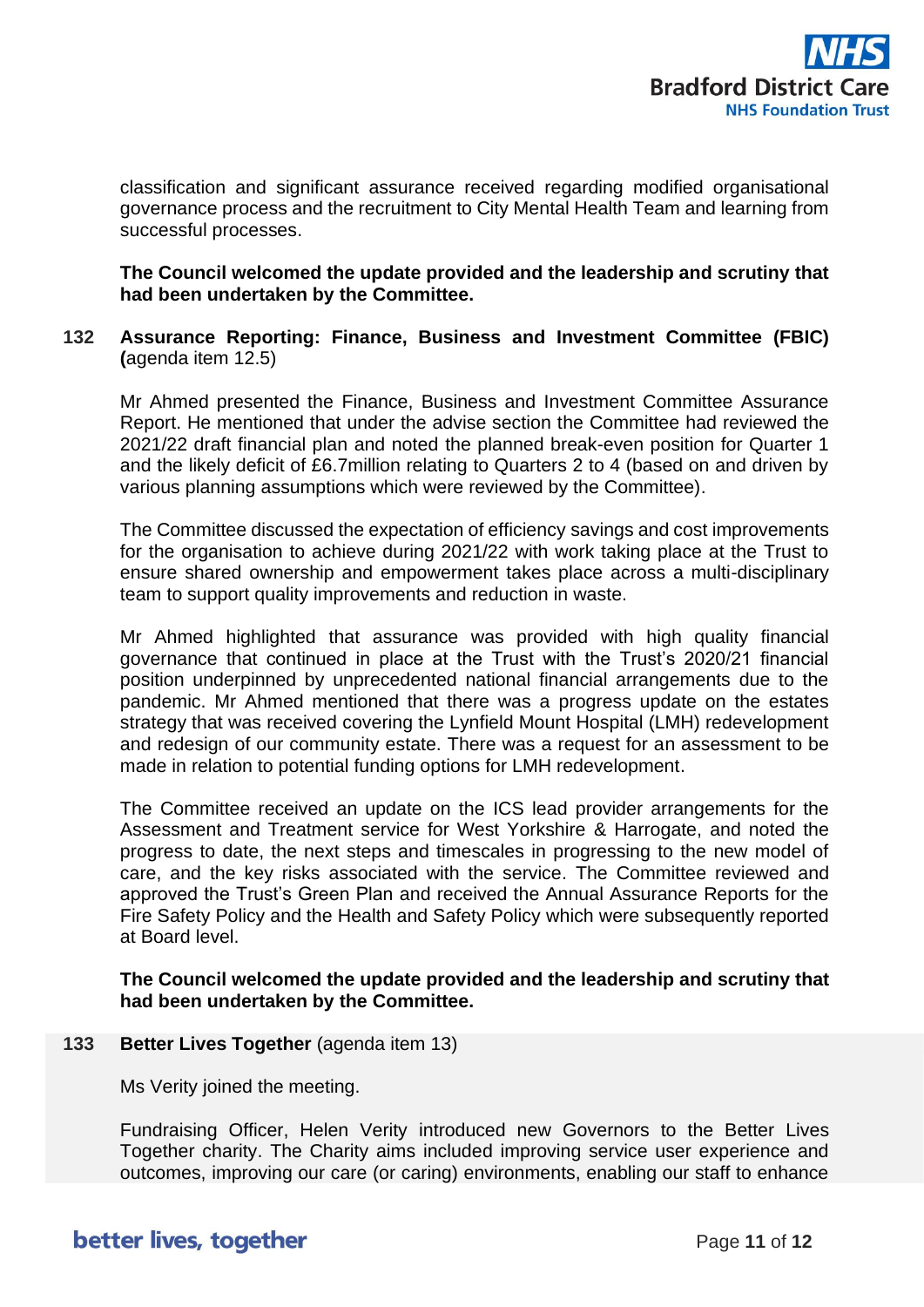classification and significant assurance received regarding modified organisational governance process and the recruitment to City Mental Health Team and learning from successful processes.

**The Council welcomed the update provided and the leadership and scrutiny that had been undertaken by the Committee.**

**132 Assurance Reporting: Finance, Business and Investment Committee (FBIC) (**agenda item 12.5)

Mr Ahmed presented the Finance, Business and Investment Committee Assurance Report. He mentioned that under the advise section the Committee had reviewed the 2021/22 draft financial plan and noted the planned break-even position for Quarter 1 and the likely deficit of £6.7million relating to Quarters 2 to 4 (based on and driven by various planning assumptions which were reviewed by the Committee).

The Committee discussed the expectation of efficiency savings and cost improvements for the organisation to achieve during 2021/22 with work taking place at the Trust to ensure shared ownership and empowerment takes place across a multi-disciplinary team to support quality improvements and reduction in waste.

Mr Ahmed highlighted that assurance was provided with high quality financial governance that continued in place at the Trust with the Trust's 2020/21 financial position underpinned by unprecedented national financial arrangements due to the pandemic. Mr Ahmed mentioned that there was a progress update on the estates strategy that was received covering the Lynfield Mount Hospital (LMH) redevelopment and redesign of our community estate. There was a request for an assessment to be made in relation to potential funding options for LMH redevelopment.

The Committee received an update on the ICS lead provider arrangements for the Assessment and Treatment service for West Yorkshire & Harrogate, and noted the progress to date, the next steps and timescales in progressing to the new model of care, and the key risks associated with the service. The Committee reviewed and approved the Trust's Green Plan and received the Annual Assurance Reports for the Fire Safety Policy and the Health and Safety Policy which were subsequently reported at Board level.

**The Council welcomed the update provided and the leadership and scrutiny that had been undertaken by the Committee.**

**133 Better Lives Together** (agenda item 13)

Ms Verity joined the meeting.

Fundraising Officer, Helen Verity introduced new Governors to the Better Lives Together charity. The Charity aims included improving service user experience and outcomes, improving our care (or caring) environments, enabling our staff to enhance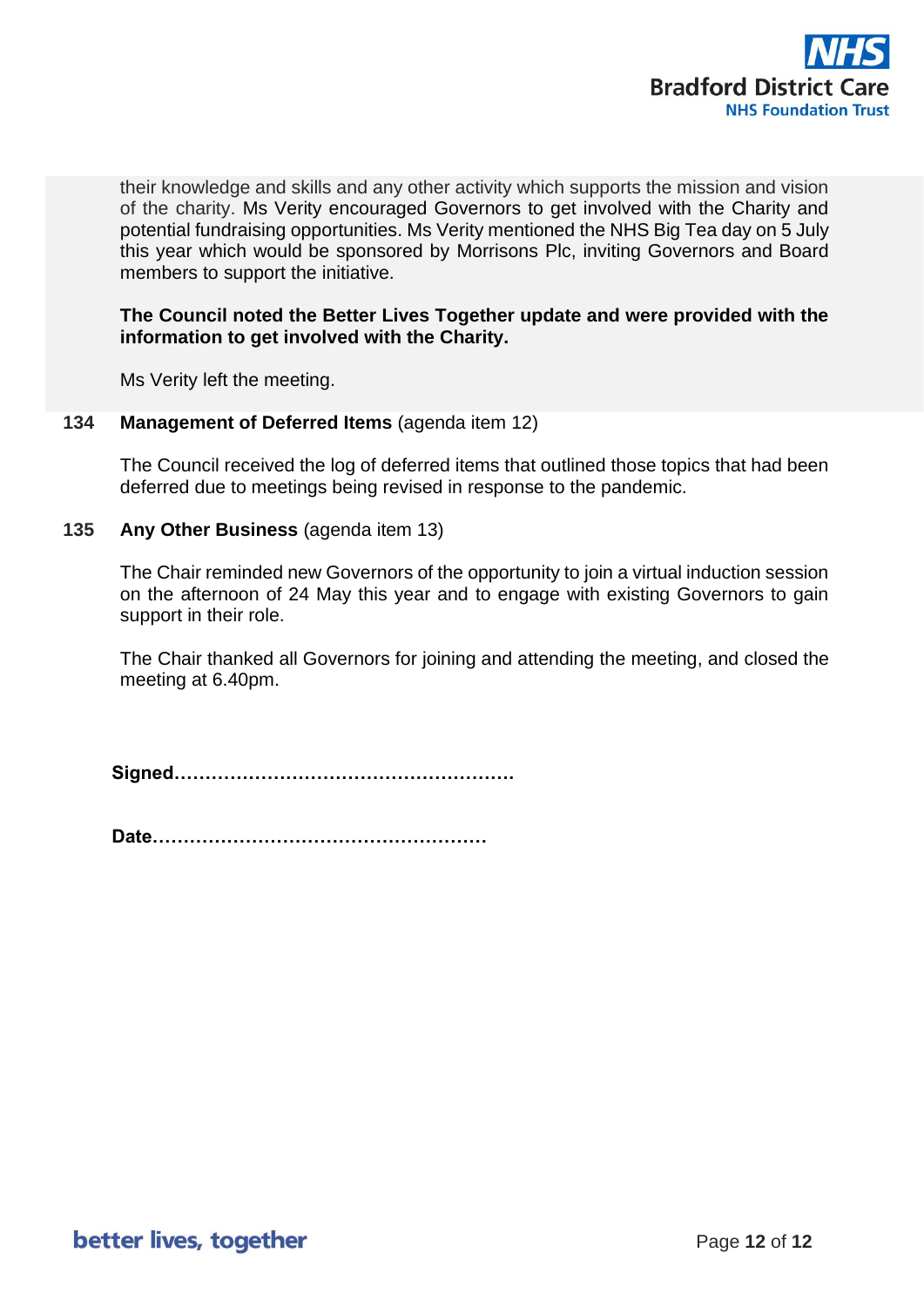their knowledge and skills and any other activity which supports the mission and vision of the charity. Ms Verity encouraged Governors to get involved with the Charity and potential fundraising opportunities. Ms Verity mentioned the NHS Big Tea day on 5 July this year which would be sponsored by Morrisons Plc, inviting Governors and Board members to support the initiative.

**The Council noted the Better Lives Together update and were provided with the information to get involved with the Charity.**

Ms Verity left the meeting.

**134 Management of Deferred Items** (agenda item 12)

The Council received the log of deferred items that outlined those topics that had been deferred due to meetings being revised in response to the pandemic.

**135 Any Other Business** (agenda item 13)

The Chair reminded new Governors of the opportunity to join a virtual induction session on the afternoon of 24 May this year and to engage with existing Governors to gain support in their role.

The Chair thanked all Governors for joining and attending the meeting, and closed the meeting at 6.40pm.

**Signed……………………………………………….**

**Date………………………………………………**